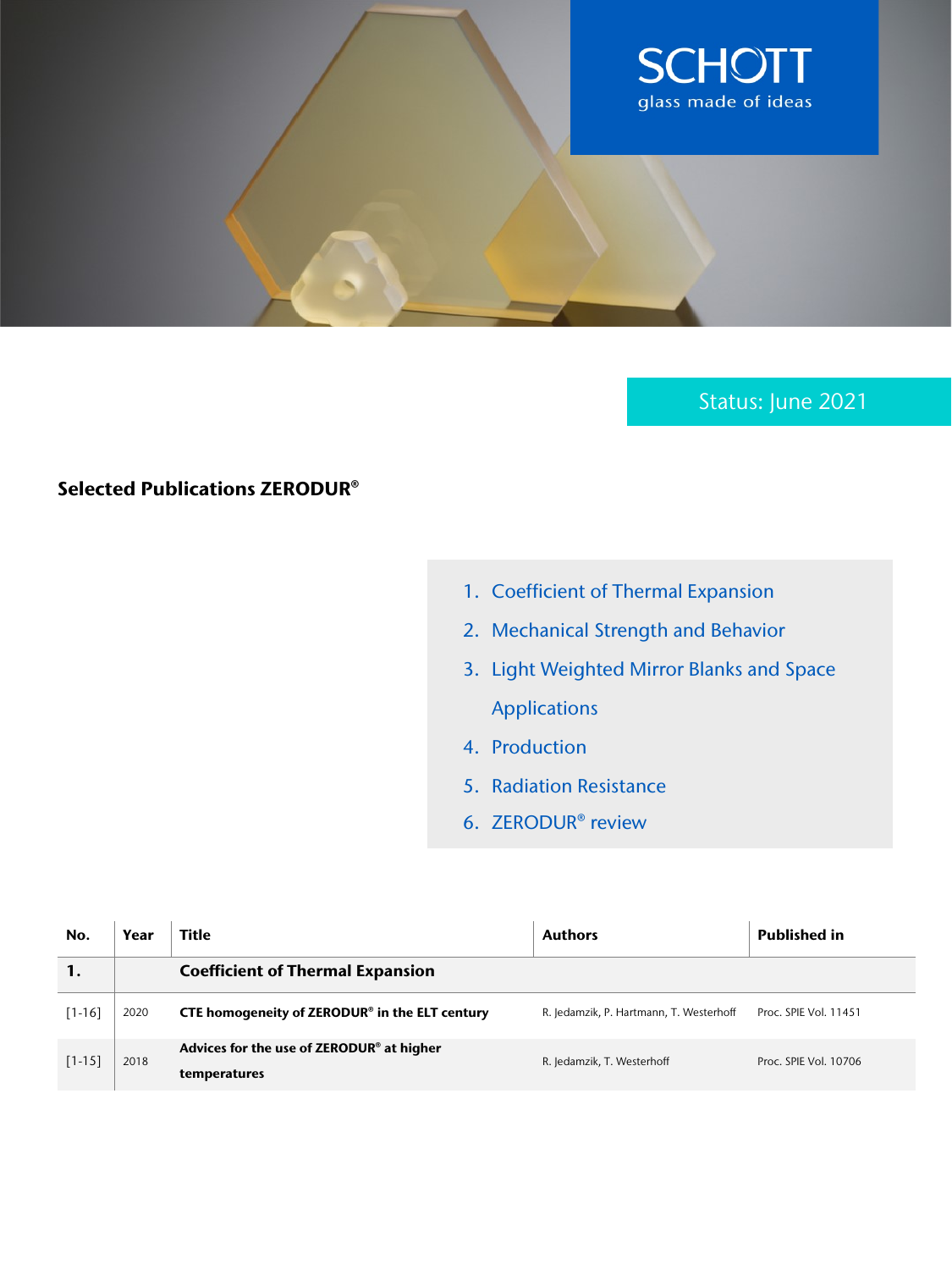SCHOTT
glass made of ideas

Status: June 2021

# Selected Publications ZERODUR®

1. Coefficient of Thermal Expansion
2. Mechanical Strength and Behavior
3. Light Weighted Mirror Blanks and Space Applications
4. Production
5. Radiation Resistance
6. ZERODUR® review

| No. | Year | Title | Authors | Published in |
|---|---|---|---|---|
| **1.** | | **Coefficient of Thermal Expansion** | | |
| [1-16] | 2020 | **CTE homogeneity of ZERODUR® in the ELT century** | R. Jedamzik, P. Hartmann, T. Westerhoff | Proc. SPIE Vol. 11451 |
| [1-15] | 2018 | **Advices for the use of ZERODUR® at higher temperatures** | R. Jedamzik, T. Westerhoff | Proc. SPIE Vol. 10706 |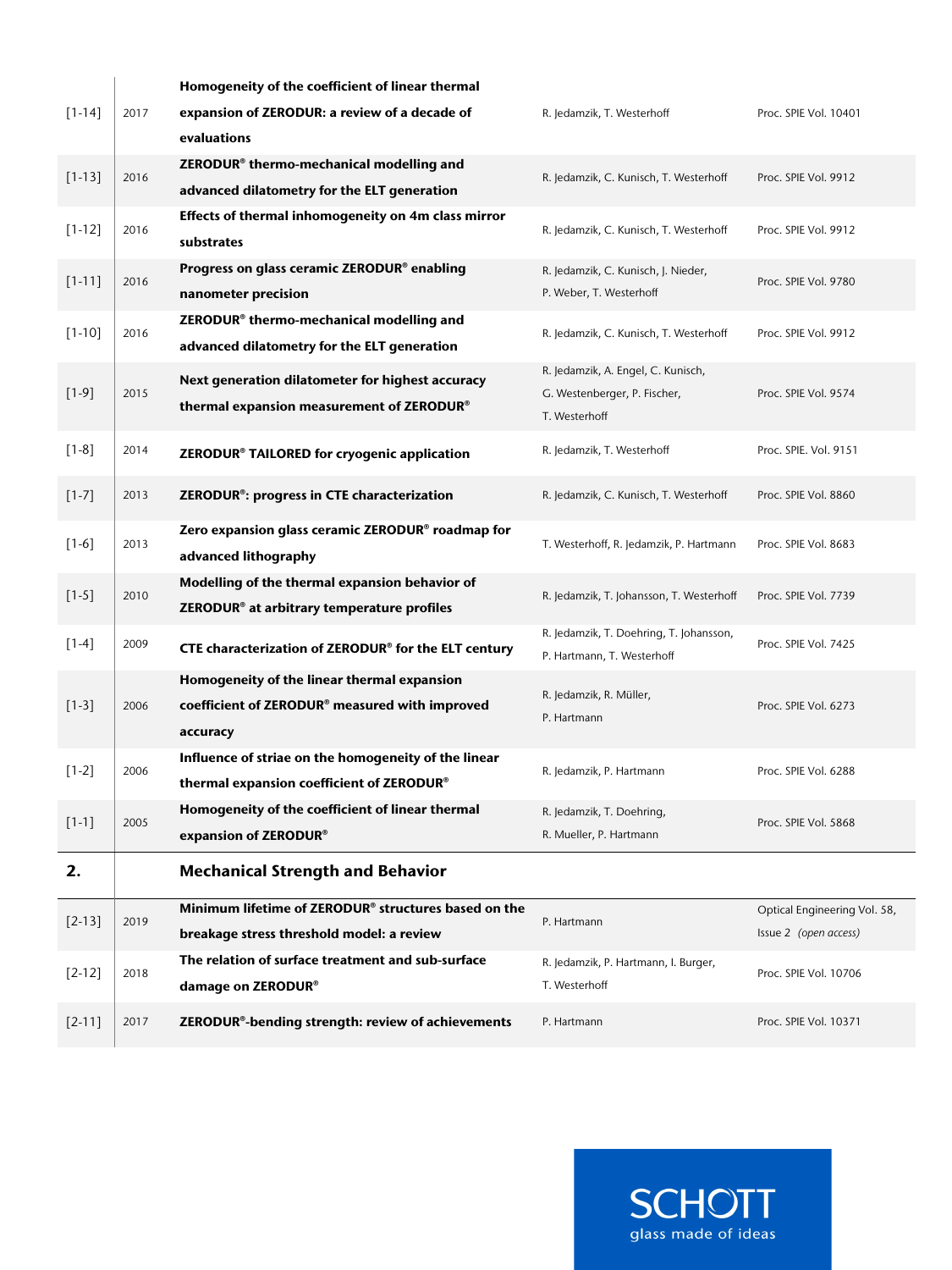| | | | | |
|---|---|---|---|---|
| [1-14] | 2017 | **Homogeneity of the coefficient of linear thermal expansion of ZERODUR: a review of a decade of evaluations** | R. Jedamzik, T. Westerhoff | Proc. SPIE Vol. 10401 |
| [1-13] | 2016 | **ZERODUR® thermo-mechanical modelling and advanced dilatometry for the ELT generation** | R. Jedamzik, C. Kunisch, T. Westerhoff | Proc. SPIE Vol. 9912 |
| [1-12] | 2016 | **Effects of thermal inhomogeneity on 4m class mirror substrates** | R. Jedamzik, C. Kunisch, T. Westerhoff | Proc. SPIE Vol. 9912 |
| [1-11] | 2016 | **Progress on glass ceramic ZERODUR® enabling nanometer precision** | R. Jedamzik, C. Kunisch, J. Nieder, P. Weber, T. Westerhoff | Proc. SPIE Vol. 9780 |
| [1-10] | 2016 | **ZERODUR® thermo-mechanical modelling and advanced dilatometry for the ELT generation** | R. Jedamzik, C. Kunisch, T. Westerhoff | Proc. SPIE Vol. 9912 |
| [1-9] | 2015 | **Next generation dilatometer for highest accuracy thermal expansion measurement of ZERODUR®** | R. Jedamzik, A. Engel, C. Kunisch, G. Westenberger, P. Fischer, T. Westerhoff | Proc. SPIE Vol. 9574 |
| [1-8] | 2014 | **ZERODUR® TAILORED for cryogenic application** | R. Jedamzik, T. Westerhoff | Proc. SPIE. Vol. 9151 |
| [1-7] | 2013 | **ZERODUR®: progress in CTE characterization** | R. Jedamzik, C. Kunisch, T. Westerhoff | Proc. SPIE Vol. 8860 |
| [1-6] | 2013 | **Zero expansion glass ceramic ZERODUR® roadmap for advanced lithography** | T. Westerhoff, R. Jedamzik, P. Hartmann | Proc. SPIE Vol. 8683 |
| [1-5] | 2010 | **Modelling of the thermal expansion behavior of ZERODUR® at arbitrary temperature profiles** | R. Jedamzik, T. Johansson, T. Westerhoff | Proc. SPIE Vol. 7739 |
| [1-4] | 2009 | **CTE characterization of ZERODUR® for the ELT century** | R. Jedamzik, T. Doehring, T. Johansson, P. Hartmann, T. Westerhoff | Proc. SPIE Vol. 7425 |
| [1-3] | 2006 | **Homogeneity of the linear thermal expansion coefficient of ZERODUR® measured with improved accuracy** | R. Jedamzik, R. Müller, P. Hartmann | Proc. SPIE Vol. 6273 |
| [1-2] | 2006 | **Influence of striae on the homogeneity of the linear thermal expansion coefficient of ZERODUR®** | R. Jedamzik, P. Hartmann | Proc. SPIE Vol. 6288 |
| [1-1] | 2005 | **Homogeneity of the coefficient of linear thermal expansion of ZERODUR®** | R. Jedamzik, T. Doehring, R. Mueller, P. Hartmann | Proc. SPIE Vol. 5868 |
| **2.** | | **Mechanical Strength and Behavior** | | |
| [2-13] | 2019 | **Minimum lifetime of ZERODUR® structures based on the breakage stress threshold model: a review** | P. Hartmann | Optical Engineering Vol. 58, Issue 2 *(open access)* |
| [2-12] | 2018 | **The relation of surface treatment and sub-surface damage on ZERODUR®** | R. Jedamzik, P. Hartmann, I. Burger, T. Westerhoff | Proc. SPIE Vol. 10706 |
| [2-11] | 2017 | **ZERODUR®-bending strength: review of achievements** | P. Hartmann | Proc. SPIE Vol. 10371 |

SCHOTT
glass made of ideas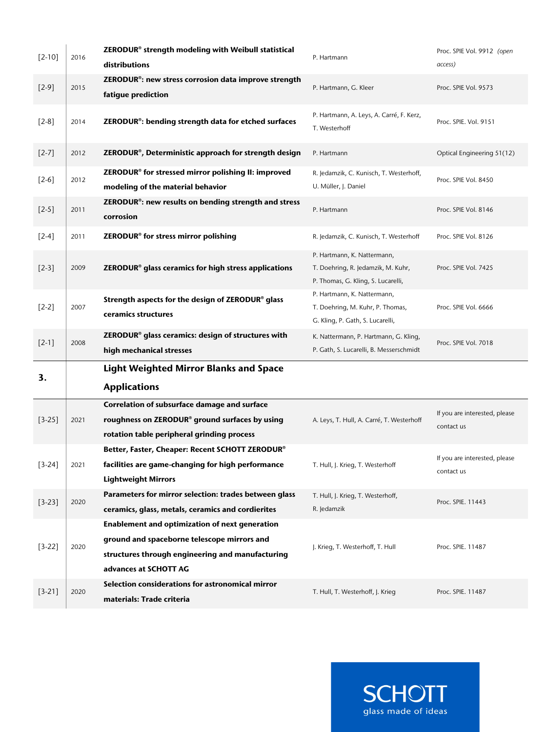| | | | | |
|---|---|---|---|---|
| [2-10] | 2016 | **ZERODUR® strength modeling with Weibull statistical distributions** | P. Hartmann | Proc. SPIE Vol. 9912 *(open access)* |
| [2-9] | 2015 | **ZERODUR®: new stress corrosion data improve strength fatigue prediction** | P. Hartmann, G. Kleer | Proc. SPIE Vol. 9573 |
| [2-8] | 2014 | **ZERODUR®: bending strength data for etched surfaces** | P. Hartmann, A. Leys, A. Carré, F. Kerz, T. Westerhoff | Proc. SPIE. Vol. 9151 |
| [2-7] | 2012 | **ZERODUR®, Deterministic approach for strength design** | P. Hartmann | Optical Engineering 51(12) |
| [2-6] | 2012 | **ZERODUR® for stressed mirror polishing II: improved modeling of the material behavior** | R. Jedamzik, C. Kunisch, T. Westerhoff, U. Müller, J. Daniel | Proc. SPIE Vol. 8450 |
| [2-5] | 2011 | **ZERODUR®: new results on bending strength and stress corrosion** | P. Hartmann | Proc. SPIE Vol. 8146 |
| [2-4] | 2011 | **ZERODUR® for stress mirror polishing** | R. Jedamzik, C. Kunisch, T. Westerhoff | Proc. SPIE Vol. 8126 |
| [2-3] | 2009 | **ZERODUR® glass ceramics for high stress applications** | P. Hartmann, K. Nattermann, T. Doehring, R. Jedamzik, M. Kuhr, P. Thomas, G. Kling, S. Lucarelli, | Proc. SPIE Vol. 7425 |
| [2-2] | 2007 | **Strength aspects for the design of ZERODUR® glass ceramics structures** | P. Hartmann, K. Nattermann, T. Doehring, M. Kuhr, P. Thomas, G. Kling, P. Gath, S. Lucarelli, | Proc. SPIE Vol. 6666 |
| [2-1] | 2008 | **ZERODUR® glass ceramics: design of structures with high mechanical stresses** | K. Nattermann, P. Hartmann, G. Kling, P. Gath, S. Lucarelli, B. Messerschmidt | Proc. SPIE Vol. 7018 |
| **3.** | | **Light Weighted Mirror Blanks and Space Applications** | | |
| [3-25] | 2021 | **Correlation of subsurface damage and surface roughness on ZERODUR® ground surfaces by using rotation table peripheral grinding process** | A. Leys, T. Hull, A. Carré, T. Westerhoff | If you are interested, please contact us |
| [3-24] | 2021 | **Better, Faster, Cheaper: Recent SCHOTT ZERODUR® facilities are game-changing for high performance Lightweight Mirrors** | T. Hull, J. Krieg, T. Westerhoff | If you are interested, please contact us |
| [3-23] | 2020 | **Parameters for mirror selection: trades between glass ceramics, glass, metals, ceramics and cordierites** | T. Hull, J. Krieg, T. Westerhoff, R. Jedamzik | Proc. SPIE. 11443 |
| [3-22] | 2020 | **Enablement and optimization of next generation ground and spaceborne telescope mirrors and structures through engineering and manufacturing advances at SCHOTT AG** | J. Krieg, T. Westerhoff, T. Hull | Proc. SPIE. 11487 |
| [3-21] | 2020 | **Selection considerations for astronomical mirror materials: Trade criteria** | T. Hull, T. Westerhoff, J. Krieg | Proc. SPIE. 11487 |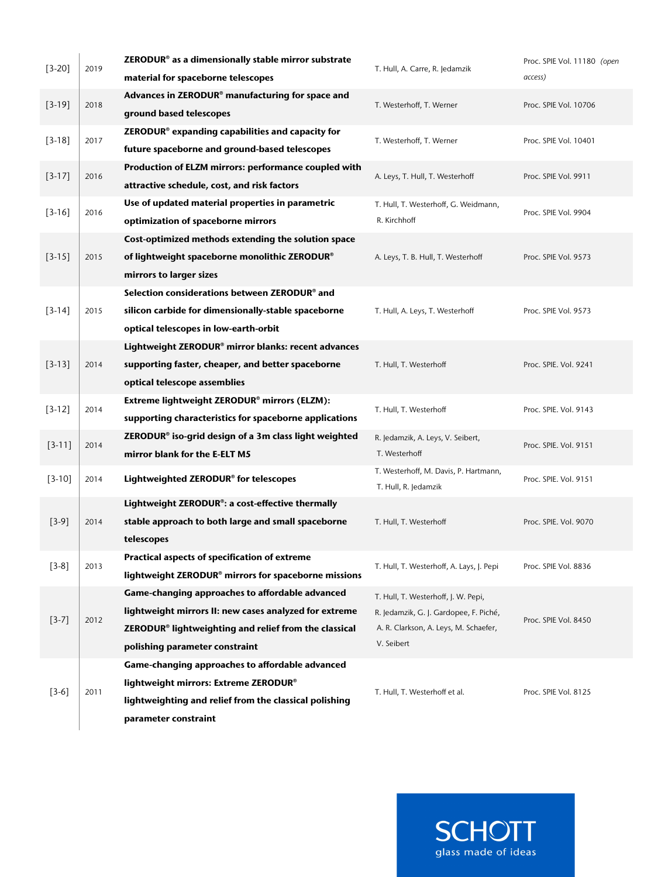| | | | | |
|---|---|---|---|---|
| [3-20] | 2019 | **ZERODUR® as a dimensionally stable mirror substrate material for spaceborne telescopes** | T. Hull, A. Carre, R. Jedamzik | Proc. SPIE Vol. 11180 *(open access)* |
| [3-19] | 2018 | **Advances in ZERODUR® manufacturing for space and ground based telescopes** | T. Westerhoff, T. Werner | Proc. SPIE Vol. 10706 |
| [3-18] | 2017 | **ZERODUR® expanding capabilities and capacity for future spaceborne and ground-based telescopes** | T. Westerhoff, T. Werner | Proc. SPIE Vol. 10401 |
| [3-17] | 2016 | **Production of ELZM mirrors: performance coupled with attractive schedule, cost, and risk factors** | A. Leys, T. Hull, T. Westerhoff | Proc. SPIE Vol. 9911 |
| [3-16] | 2016 | **Use of updated material properties in parametric optimization of spaceborne mirrors** | T. Hull, T. Westerhoff, G. Weidmann, R. Kirchhoff | Proc. SPIE Vol. 9904 |
| [3-15] | 2015 | **Cost-optimized methods extending the solution space of lightweight spaceborne monolithic ZERODUR® mirrors to larger sizes** | A. Leys, T. B. Hull, T. Westerhoff | Proc. SPIE Vol. 9573 |
| [3-14] | 2015 | **Selection considerations between ZERODUR® and silicon carbide for dimensionally-stable spaceborne optical telescopes in low-earth-orbit** | T. Hull, A. Leys, T. Westerhoff | Proc. SPIE Vol. 9573 |
| [3-13] | 2014 | **Lightweight ZERODUR® mirror blanks: recent advances supporting faster, cheaper, and better spaceborne optical telescope assemblies** | T. Hull, T. Westerhoff | Proc. SPIE. Vol. 9241 |
| [3-12] | 2014 | **Extreme lightweight ZERODUR® mirrors (ELZM): supporting characteristics for spaceborne applications** | T. Hull, T. Westerhoff | Proc. SPIE. Vol. 9143 |
| [3-11] | 2014 | **ZERODUR® iso-grid design of a 3m class light weighted mirror blank for the E-ELT M5** | R. Jedamzik, A. Leys, V. Seibert, T. Westerhoff | Proc. SPIE. Vol. 9151 |
| [3-10] | 2014 | **Lightweighted ZERODUR® for telescopes** | T. Westerhoff, M. Davis, P. Hartmann, T. Hull, R. Jedamzik | Proc. SPIE. Vol. 9151 |
| [3-9] | 2014 | **Lightweight ZERODUR®: a cost-effective thermally stable approach to both large and small spaceborne telescopes** | T. Hull, T. Westerhoff | Proc. SPIE. Vol. 9070 |
| [3-8] | 2013 | **Practical aspects of specification of extreme lightweight ZERODUR® mirrors for spaceborne missions** | T. Hull, T. Westerhoff, A. Lays, J. Pepi | Proc. SPIE Vol. 8836 |
| [3-7] | 2012 | **Game-changing approaches to affordable advanced lightweight mirrors II: new cases analyzed for extreme ZERODUR® lightweighting and relief from the classical polishing parameter constraint** | T. Hull, T. Westerhoff, J. W. Pepi, R. Jedamzik, G. J. Gardopee, F. Piché, A. R. Clarkson, A. Leys, M. Schaefer, V. Seibert | Proc. SPIE Vol. 8450 |
| [3-6] | 2011 | **Game-changing approaches to affordable advanced lightweight mirrors: Extreme ZERODUR® lightweighting and relief from the classical polishing parameter constraint** | T. Hull, T. Westerhoff et al. | Proc. SPIE Vol. 8125 |

SCHOTT
glass made of ideas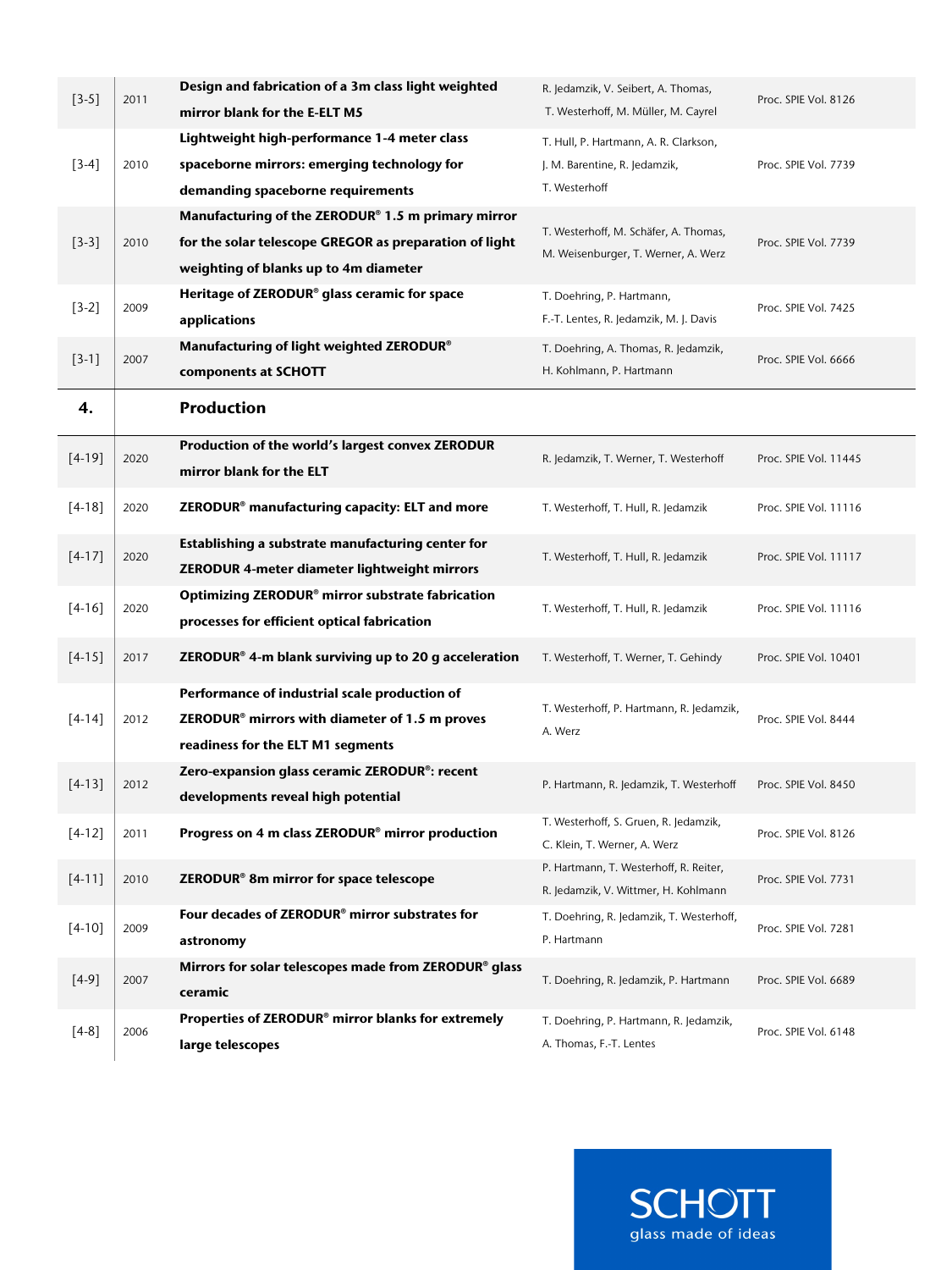| | | | | |
|---|---|---|---|---|
| [3-5] | 2011 | **Design and fabrication of a 3m class light weighted mirror blank for the E-ELT M5** | R. Jedamzik, V. Seibert, A. Thomas, T. Westerhoff, M. Müller, M. Cayrel | Proc. SPIE Vol. 8126 |
| [3-4] | 2010 | **Lightweight high-performance 1-4 meter class spaceborne mirrors: emerging technology for demanding spaceborne requirements** | T. Hull, P. Hartmann, A. R. Clarkson, J. M. Barentine, R. Jedamzik, T. Westerhoff | Proc. SPIE Vol. 7739 |
| [3-3] | 2010 | **Manufacturing of the ZERODUR® 1.5 m primary mirror for the solar telescope GREGOR as preparation of light weighting of blanks up to 4m diameter** | T. Westerhoff, M. Schäfer, A. Thomas, M. Weisenburger, T. Werner, A. Werz | Proc. SPIE Vol. 7739 |
| [3-2] | 2009 | **Heritage of ZERODUR® glass ceramic for space applications** | T. Doehring, P. Hartmann, F.-T. Lentes, R. Jedamzik, M. J. Davis | Proc. SPIE Vol. 7425 |
| [3-1] | 2007 | **Manufacturing of light weighted ZERODUR® components at SCHOTT** | T. Doehring, A. Thomas, R. Jedamzik, H. Kohlmann, P. Hartmann | Proc. SPIE Vol. 6666 |
| **4.** | | **Production** | | |
| [4-19] | 2020 | **Production of the world's largest convex ZERODUR mirror blank for the ELT** | R. Jedamzik, T. Werner, T. Westerhoff | Proc. SPIE Vol. 11445 |
| [4-18] | 2020 | **ZERODUR® manufacturing capacity: ELT and more** | T. Westerhoff, T. Hull, R. Jedamzik | Proc. SPIE Vol. 11116 |
| [4-17] | 2020 | **Establishing a substrate manufacturing center for ZERODUR 4-meter diameter lightweight mirrors** | T. Westerhoff, T. Hull, R. Jedamzik | Proc. SPIE Vol. 11117 |
| [4-16] | 2020 | **Optimizing ZERODUR® mirror substrate fabrication processes for efficient optical fabrication** | T. Westerhoff, T. Hull, R. Jedamzik | Proc. SPIE Vol. 11116 |
| [4-15] | 2017 | **ZERODUR® 4-m blank surviving up to 20 g acceleration** | T. Westerhoff, T. Werner, T. Gehindy | Proc. SPIE Vol. 10401 |
| [4-14] | 2012 | **Performance of industrial scale production of ZERODUR® mirrors with diameter of 1.5 m proves readiness for the ELT M1 segments** | T. Westerhoff, P. Hartmann, R. Jedamzik, A. Werz | Proc. SPIE Vol. 8444 |
| [4-13] | 2012 | **Zero-expansion glass ceramic ZERODUR®: recent developments reveal high potential** | P. Hartmann, R. Jedamzik, T. Westerhoff | Proc. SPIE Vol. 8450 |
| [4-12] | 2011 | **Progress on 4 m class ZERODUR® mirror production** | T. Westerhoff, S. Gruen, R. Jedamzik, C. Klein, T. Werner, A. Werz | Proc. SPIE Vol. 8126 |
| [4-11] | 2010 | **ZERODUR® 8m mirror for space telescope** | P. Hartmann, T. Westerhoff, R. Reiter, R. Jedamzik, V. Wittmer, H. Kohlmann | Proc. SPIE Vol. 7731 |
| [4-10] | 2009 | **Four decades of ZERODUR® mirror substrates for astronomy** | T. Doehring, R. Jedamzik, T. Westerhoff, P. Hartmann | Proc. SPIE Vol. 7281 |
| [4-9] | 2007 | **Mirrors for solar telescopes made from ZERODUR® glass ceramic** | T. Doehring, R. Jedamzik, P. Hartmann | Proc. SPIE Vol. 6689 |
| [4-8] | 2006 | **Properties of ZERODUR® mirror blanks for extremely large telescopes** | T. Doehring, P. Hartmann, R. Jedamzik, A. Thomas, F.-T. Lentes | Proc. SPIE Vol. 6148 |

SCHOTT
glass made of ideas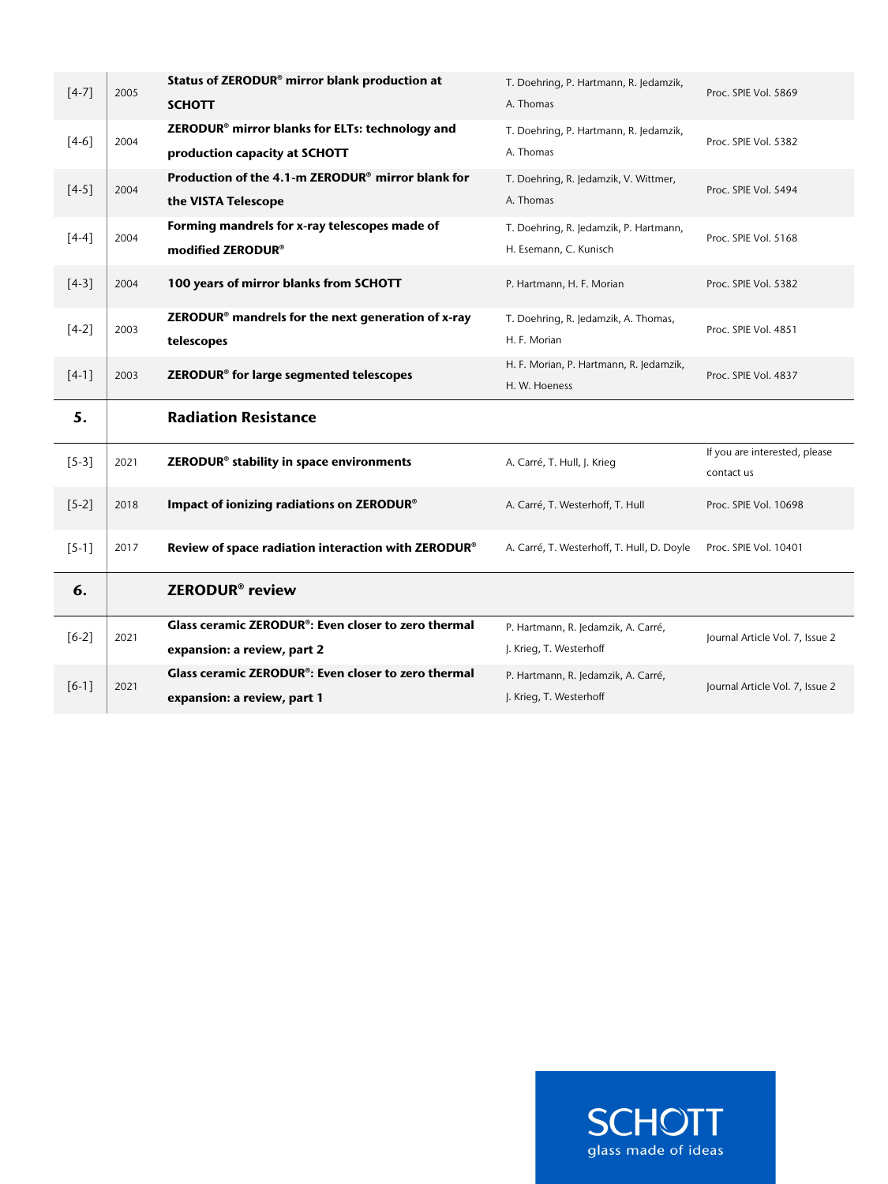| | | | | |
|---|---|---|---|---|
| [4-7] | 2005 | **Status of ZERODUR® mirror blank production at SCHOTT** | T. Doehring, P. Hartmann, R. Jedamzik, A. Thomas | Proc. SPIE Vol. 5869 |
| [4-6] | 2004 | **ZERODUR® mirror blanks for ELTs: technology and production capacity at SCHOTT** | T. Doehring, P. Hartmann, R. Jedamzik, A. Thomas | Proc. SPIE Vol. 5382 |
| [4-5] | 2004 | **Production of the 4.1-m ZERODUR® mirror blank for the VISTA Telescope** | T. Doehring, R. Jedamzik, V. Wittmer, A. Thomas | Proc. SPIE Vol. 5494 |
| [4-4] | 2004 | **Forming mandrels for x-ray telescopes made of modified ZERODUR®** | T. Doehring, R. Jedamzik, P. Hartmann, H. Esemann, C. Kunisch | Proc. SPIE Vol. 5168 |
| [4-3] | 2004 | **100 years of mirror blanks from SCHOTT** | P. Hartmann, H. F. Morian | Proc. SPIE Vol. 5382 |
| [4-2] | 2003 | **ZERODUR® mandrels for the next generation of x-ray telescopes** | T. Doehring, R. Jedamzik, A. Thomas, H. F. Morian | Proc. SPIE Vol. 4851 |
| [4-1] | 2003 | **ZERODUR® for large segmented telescopes** | H. F. Morian, P. Hartmann, R. Jedamzik, H. W. Hoeness | Proc. SPIE Vol. 4837 |
| **5.** | | **Radiation Resistance** | | |
| [5-3] | 2021 | **ZERODUR® stability in space environments** | A. Carré, T. Hull, J. Krieg | If you are interested, please contact us |
| [5-2] | 2018 | **Impact of ionizing radiations on ZERODUR®** | A. Carré, T. Westerhoff, T. Hull | Proc. SPIE Vol. 10698 |
| [5-1] | 2017 | **Review of space radiation interaction with ZERODUR®** | A. Carré, T. Westerhoff, T. Hull, D. Doyle | Proc. SPIE Vol. 10401 |
| **6.** | | **ZERODUR® review** | | |
| [6-2] | 2021 | **Glass ceramic ZERODUR®: Even closer to zero thermal expansion: a review, part 2** | P. Hartmann, R. Jedamzik, A. Carré, J. Krieg, T. Westerhoff | Journal Article Vol. 7, Issue 2 |
| [6-1] | 2021 | **Glass ceramic ZERODUR®: Even closer to zero thermal expansion: a review, part 1** | P. Hartmann, R. Jedamzik, A. Carré, J. Krieg, T. Westerhoff | Journal Article Vol. 7, Issue 2 |

SCHOTT
glass made of ideas